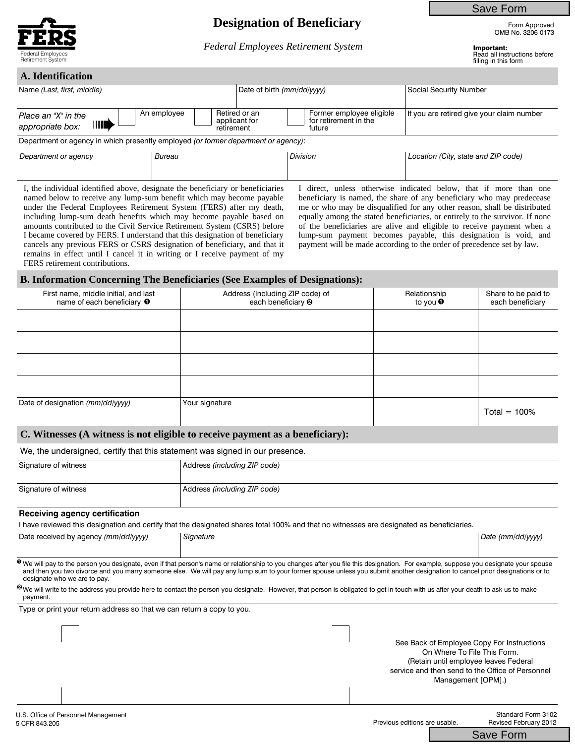Save Form

# Designation of Beneficiary

*Federal Employees Retirement System*

FERS
Federal Employees Retirement System

Form Approved
OMB No. 3206-0173

**Important:**
Read all instructions before filling in this form

## A. Identification

| Name *(Last, first, middle)* | Date of birth *(mm/dd/yyyy)* | Social Security Number |
|---|---|---|
| | | |

*Place an "X" in the appropriate box:* ☐ An employee ☐ Retired or an applicant for retirement ☐ Former employee eligible for retirement in the future

If you are retired give your claim number

Department or agency in which presently employed *(or former department or agency)*:

| *Department or agency* | *Bureau* | *Division* | *Location (City, state and ZIP code)* |
|---|---|---|---|
| | | | |

I, the individual identified above, designate the beneficiary or beneficiaries named below to receive any lump-sum benefit which may become payable under the Federal Employees Retirement System (FERS) after my death, including lump-sum death benefits which may become payable based on amounts contributed to the Civil Service Retirement System (CSRS) before I became covered by FERS. I understand that this designation of beneficiary cancels any previous FERS or CSRS designation of beneficiary, and that it remains in effect until I cancel it in writing or I receive payment of my FERS retirement contributions.

I direct, unless otherwise indicated below, that if more than one beneficiary is named, the share of any beneficiary who may predecease me or who may be disqualified for any other reason, shall be distributed equally among the stated beneficiaries, or entirely to the survivor. If none of the beneficiaries are alive and eligible to receive payment when a lump-sum payment becomes payable, this designation is void, and payment will be made according to the order of precedence set by law.

## B. Information Concerning The Beneficiaries (See Examples of Designations):

| First name, middle initial, and last name of each beneficiary ❶ | Address (Including ZIP code) of each beneficiary ❷ | Relationship to you ❶ | Share to be paid to each beneficiary |
|---|---|---|---|
| | | | |
| | | | |
| | | | |
| | | | |
| Date of designation *(mm/dd/yyyy)* | Your signature | | Total = 100% |

## C. Witnesses (A witness is not eligible to receive payment as a beneficiary):

We, the undersigned, certify that this statement was signed in our presence.

| Signature of witness | Address *(including ZIP code)* |
|---|---|
| Signature of witness | Address *(including ZIP code)* |

**Receiving agency certification**

I have reviewed this designation and certify that the designated shares total 100% and that no witnesses are designated as beneficiaries.

| Date received by agency *(mm/dd/yyyy)* | *Signature* | *Date (mm/dd/yyyy)* |
|---|---|---|
| | | |

❶ We will pay to the person you designate, even if that person's name or relationship to you changes after you file this designation. For example, suppose you designate your spouse and then you two divorce and you marry someone else. We will pay any lump sum to your former spouse unless you submit another designation to cancel prior designations or to designate who we are to pay.

❷ We will write to the address you provide here to contact the person you designate. However, that person is obligated to get in touch with us after your death to ask us to make payment.

Type or print your return address so that we can return a copy to you.

See Back of Employee Copy For Instructions On Where To File This Form. (Retain until employee leaves Federal service and then send to the Office of Personnel Management [OPM].)

U.S. Office of Personnel Management
5 CFR 843.205

Previous editions are usable.

Standard Form 3102
Revised February 2012

Save Form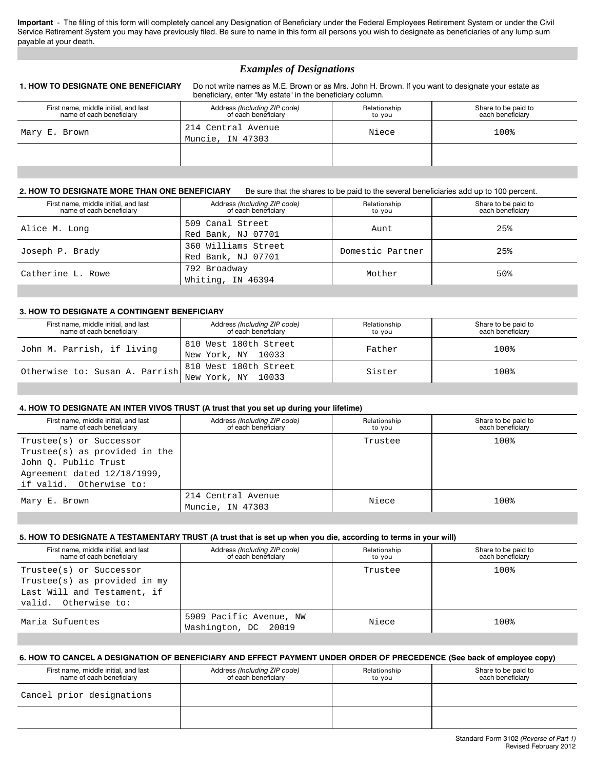**Important** - The filing of this form will completely cancel any Designation of Beneficiary under the Federal Employees Retirement System or under the Civil Service Retirement System you may have previously filed. Be sure to name in this form all persons you wish to designate as beneficiaries of any lump sum payable at your death.

## *Examples of Designations*

**1. HOW TO DESIGNATE ONE BENEFICIARY** Do not write names as M.E. Brown or as Mrs. John H. Brown. If you want to designate your estate as beneficiary, enter "My estate" in the beneficiary column.

| First name, middle initial, and last name of each beneficiary | Address *(Including ZIP code)* of each beneficiary | Relationship to you | Share to be paid to each beneficiary |
|---|---|---|---|
| Mary E. Brown | 214 Central Avenue Muncie, IN 47303 | Niece | 100% |
| | | | |

**2. HOW TO DESIGNATE MORE THAN ONE BENEFICIARY** Be sure that the shares to be paid to the several beneficiaries add up to 100 percent.

| First name, middle initial, and last name of each beneficiary | Address *(Including ZIP code)* of each beneficiary | Relationship to you | Share to be paid to each beneficiary |
|---|---|---|---|
| Alice M. Long | 509 Canal Street Red Bank, NJ 07701 | Aunt | 25% |
| Joseph P. Brady | 360 Williams Street Red Bank, NJ 07701 | Domestic Partner | 25% |
| Catherine L. Rowe | 792 Broadway Whiting, IN 46394 | Mother | 50% |

**3. HOW TO DESIGNATE A CONTINGENT BENEFICIARY**

| First name, middle initial, and last name of each beneficiary | Address *(Including ZIP code)* of each beneficiary | Relationship to you | Share to be paid to each beneficiary |
|---|---|---|---|
| John M. Parrish, if living | 810 West 180th Street New York, NY 10033 | Father | 100% |
| Otherwise to: Susan A. Parrish | 810 West 180th Street New York, NY 10033 | Sister | 100% |

**4. HOW TO DESIGNATE AN INTER VIVOS TRUST (A trust that you set up during your lifetime)**

| First name, middle initial, and last name of each beneficiary | Address *(Including ZIP code)* of each beneficiary | Relationship to you | Share to be paid to each beneficiary |
|---|---|---|---|
| Trustee(s) or Successor Trustee(s) as provided in the John Q. Public Trust Agreement dated 12/18/1999, if valid. Otherwise to: | | Trustee | 100% |
| Mary E. Brown | 214 Central Avenue Muncie, IN 47303 | Niece | 100% |

**5. HOW TO DESIGNATE A TESTAMENTARY TRUST (A trust that is set up when you die, according to terms in your will)**

| First name, middle initial, and last name of each beneficiary | Address *(Including ZIP code)* of each beneficiary | Relationship to you | Share to be paid to each beneficiary |
|---|---|---|---|
| Trustee(s) or Successor Trustee(s) as provided in my Last Will and Testament, if valid. Otherwise to: | | Trustee | 100% |
| Maria Sufuentes | 5909 Pacific Avenue, NW Washington, DC 20019 | Niece | 100% |

**6. HOW TO CANCEL A DESIGNATION OF BENEFICIARY AND EFFECT PAYMENT UNDER ORDER OF PRECEDENCE (See back of employee copy)**

| First name, middle initial, and last name of each beneficiary | Address *(Including ZIP code)* of each beneficiary | Relationship to you | Share to be paid to each beneficiary |
|---|---|---|---|
| Cancel prior designations | | | |
| | | | |

Standard Form 3102 *(Reverse of Part 1)*
Revised February 2012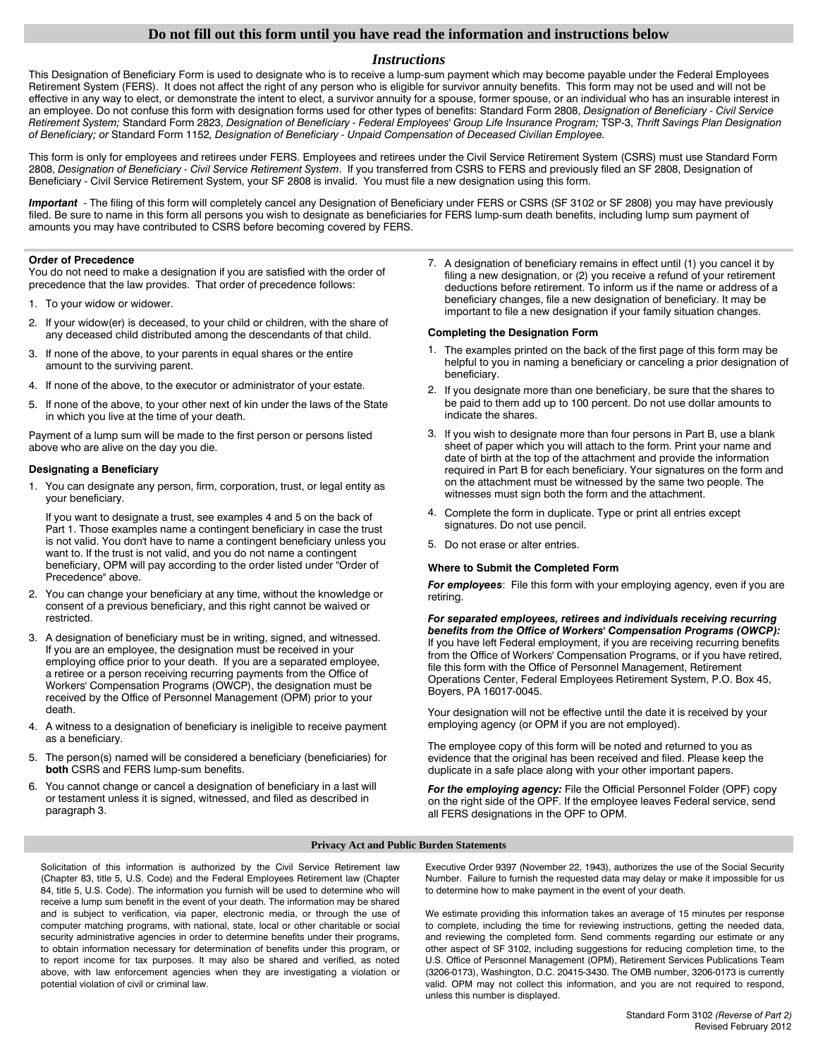## Do not fill out this form until you have read the information and instructions below

### *Instructions*

This Designation of Beneficiary Form is used to designate who is to receive a lump-sum payment which may become payable under the Federal Employees Retirement System (FERS). It does not affect the right of any person who is eligible for survivor annuity benefits. This form may not be used and will not be effective in any way to elect, or demonstrate the intent to elect, a survivor annuity for a spouse, former spouse, or an individual who has an insurable interest in an employee. Do not confuse this form with designation forms used for other types of benefits: Standard Form 2808, *Designation of Beneficiary - Civil Service Retirement System;* Standard Form 2823, *Designation of Beneficiary - Federal Employees' Group Life Insurance Program;* TSP-3, *Thrift Savings Plan Designation of Beneficiary; or* Standard Form 1152*, Designation of Beneficiary - Unpaid Compensation of Deceased Civilian Employee.*

This form is only for employees and retirees under FERS. Employees and retirees under the Civil Service Retirement System (CSRS) must use Standard Form 2808, *Designation of Beneficiary - Civil Service Retirement System*. If you transferred from CSRS to FERS and previously filed an SF 2808, Designation of Beneficiary - Civil Service Retirement System, your SF 2808 is invalid. You must file a new designation using this form.

***Important*** - The filing of this form will completely cancel any Designation of Beneficiary under FERS or CSRS (SF 3102 or SF 2808) you may have previously filed. Be sure to name in this form all persons you wish to designate as beneficiaries for FERS lump-sum death benefits, including lump sum payment of amounts you may have contributed to CSRS before becoming covered by FERS.

**Order of Precedence**

You do not need to make a designation if you are satisfied with the order of precedence that the law provides. That order of precedence follows:

1. To your widow or widower.
2. If your widow(er) is deceased, to your child or children, with the share of any deceased child distributed among the descendants of that child.
3. If none of the above, to your parents in equal shares or the entire amount to the surviving parent.
4. If none of the above, to the executor or administrator of your estate.
5. If none of the above, to your other next of kin under the laws of the State in which you live at the time of your death.

Payment of a lump sum will be made to the first person or persons listed above who are alive on the day you die.

**Designating a Beneficiary**

1. You can designate any person, firm, corporation, trust, or legal entity as your beneficiary.

   If you want to designate a trust, see examples 4 and 5 on the back of Part 1. Those examples name a contingent beneficiary in case the trust is not valid. You don't have to name a contingent beneficiary unless you want to. If the trust is not valid, and you do not name a contingent beneficiary, OPM will pay according to the order listed under "Order of Precedence" above.
2. You can change your beneficiary at any time, without the knowledge or consent of a previous beneficiary, and this right cannot be waived or restricted.
3. A designation of beneficiary must be in writing, signed, and witnessed. If you are an employee, the designation must be received in your employing office prior to your death. If you are a separated employee, a retiree or a person receiving recurring payments from the Office of Workers' Compensation Programs (OWCP), the designation must be received by the Office of Personnel Management (OPM) prior to your death.
4. A witness to a designation of beneficiary is ineligible to receive payment as a beneficiary.
5. The person(s) named will be considered a beneficiary (beneficiaries) for **both** CSRS and FERS lump-sum benefits.
6. You cannot change or cancel a designation of beneficiary in a last will or testament unless it is signed, witnessed, and filed as described in paragraph 3.
7. A designation of beneficiary remains in effect until (1) you cancel it by filing a new designation, or (2) you receive a refund of your retirement deductions before retirement. To inform us if the name or address of a beneficiary changes, file a new designation of beneficiary. It may be important to file a new designation if your family situation changes.

**Completing the Designation Form**

1. The examples printed on the back of the first page of this form may be helpful to you in naming a beneficiary or canceling a prior designation of beneficiary.
2. If you designate more than one beneficiary, be sure that the shares to be paid to them add up to 100 percent. Do not use dollar amounts to indicate the shares.
3. If you wish to designate more than four persons in Part B, use a blank sheet of paper which you will attach to the form. Print your name and date of birth at the top of the attachment and provide the information required in Part B for each beneficiary. Your signatures on the form and on the attachment must be witnessed by the same two people. The witnesses must sign both the form and the attachment.
4. Complete the form in duplicate. Type or print all entries except signatures. Do not use pencil.
5. Do not erase or alter entries.

**Where to Submit the Completed Form**

***For employees***: File this form with your employing agency, even if you are retiring.

***For separated employees, retirees and individuals receiving recurring benefits from the Office of Workers' Compensation Programs (OWCP):*** If you have left Federal employment, if you are receiving recurring benefits from the Office of Workers' Compensation Programs, or if you have retired, file this form with the Office of Personnel Management, Retirement Operations Center, Federal Employees Retirement System, P.O. Box 45, Boyers, PA 16017-0045.

Your designation will not be effective until the date it is received by your employing agency (or OPM if you are not employed).

The employee copy of this form will be noted and returned to you as evidence that the original has been received and filed. Please keep the duplicate in a safe place along with your other important papers.

***For the employing agency:*** File the Official Personnel Folder (OPF) copy on the right side of the OPF. If the employee leaves Federal service, send all FERS designations in the OPF to OPM.

### Privacy Act and Public Burden Statements

Solicitation of this information is authorized by the Civil Service Retirement law (Chapter 83, title 5, U.S. Code) and the Federal Employees Retirement law (Chapter 84, title 5, U.S. Code). The information you furnish will be used to determine who will receive a lump sum benefit in the event of your death. The information may be shared and is subject to verification, via paper, electronic media, or through the use of computer matching programs, with national, state, local or other charitable or social security administrative agencies in order to determine benefits under their programs, to obtain information necessary for determination of benefits under this program, or to report income for tax purposes. It may also be shared and verified, as noted above, with law enforcement agencies when they are investigating a violation or potential violation of civil or criminal law.

Executive Order 9397 (November 22, 1943), authorizes the use of the Social Security Number. Failure to furnish the requested data may delay or make it impossible for us to determine how to make payment in the event of your death.

We estimate providing this information takes an average of 15 minutes per response to complete, including the time for reviewing instructions, getting the needed data, and reviewing the completed form. Send comments regarding our estimate or any other aspect of SF 3102, including suggestions for reducing completion time, to the U.S. Office of Personnel Management (OPM), Retirement Services Publications Team (3206-0173), Washington, D.C. 20415-3430. The OMB number, 3206-0173 is currently valid. OPM may not collect this information, and you are not required to respond, unless this number is displayed.

Standard Form 3102 *(Reverse of Part 2)*
Revised February 2012